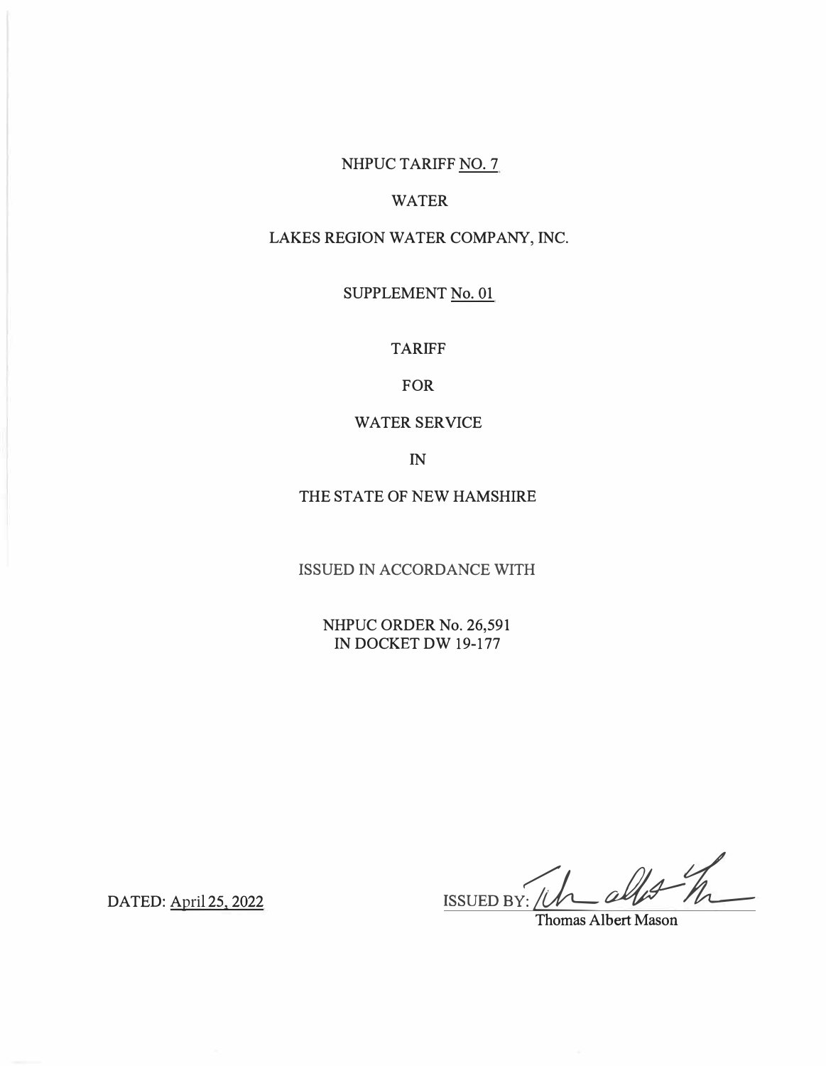NHPUC TARIFF NO. 7

WATER

LAKES REGION WATER COMPANY, INC.

SUPPLEMENT No. 01

TARIFF

FOR

WATER SERVICE

IN

THE STATE OF NEW HAMSHIRE

ISSUED IN ACCORDANCE WITH

NHPUC ORDER No. 26,591
IN DOCKET DW 19-177

DATED: April 25, 2022

ISSUED BY: Thomas Albert Mason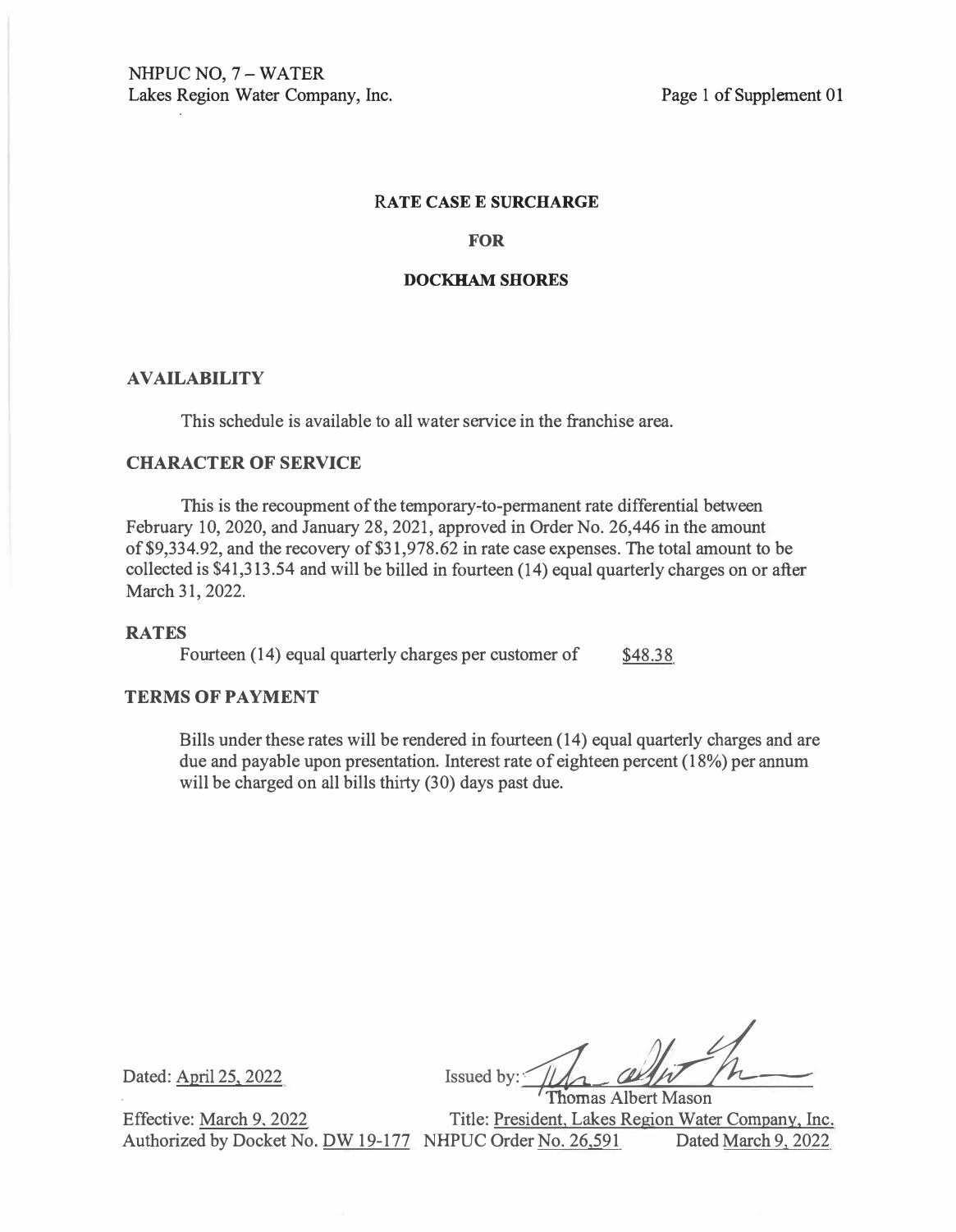NHPUC NO, 7 – WATER
Lakes Region Water Company, Inc.

Page 1 of Supplement 01

## RATE CASE E SURCHARGE

## FOR

## DOCKHAM SHORES

### AVAILABILITY

This schedule is available to all water service in the franchise area.

### CHARACTER OF SERVICE

This is the recoupment of the temporary-to-permanent rate differential between February 10, 2020, and January 28, 2021, approved in Order No. 26,446 in the amount of $9,334.92, and the recovery of $31,978.62 in rate case expenses. The total amount to be collected is $41,313.54 and will be billed in fourteen (14) equal quarterly charges on or after March 31, 2022.

### RATES

Fourteen (14) equal quarterly charges per customer of $48.38

### TERMS OF PAYMENT

Bills under these rates will be rendered in fourteen (14) equal quarterly charges and are due and payable upon presentation. Interest rate of eighteen percent (18%) per annum will be charged on all bills thirty (30) days past due.

Dated: April 25, 2022

Issued by: Thomas Albert Mason

Effective: March 9, 2022

Title: President, Lakes Region Water Company, Inc.

Authorized by Docket No. DW 19-177 NHPUC Order No. 26,591 Dated March 9, 2022